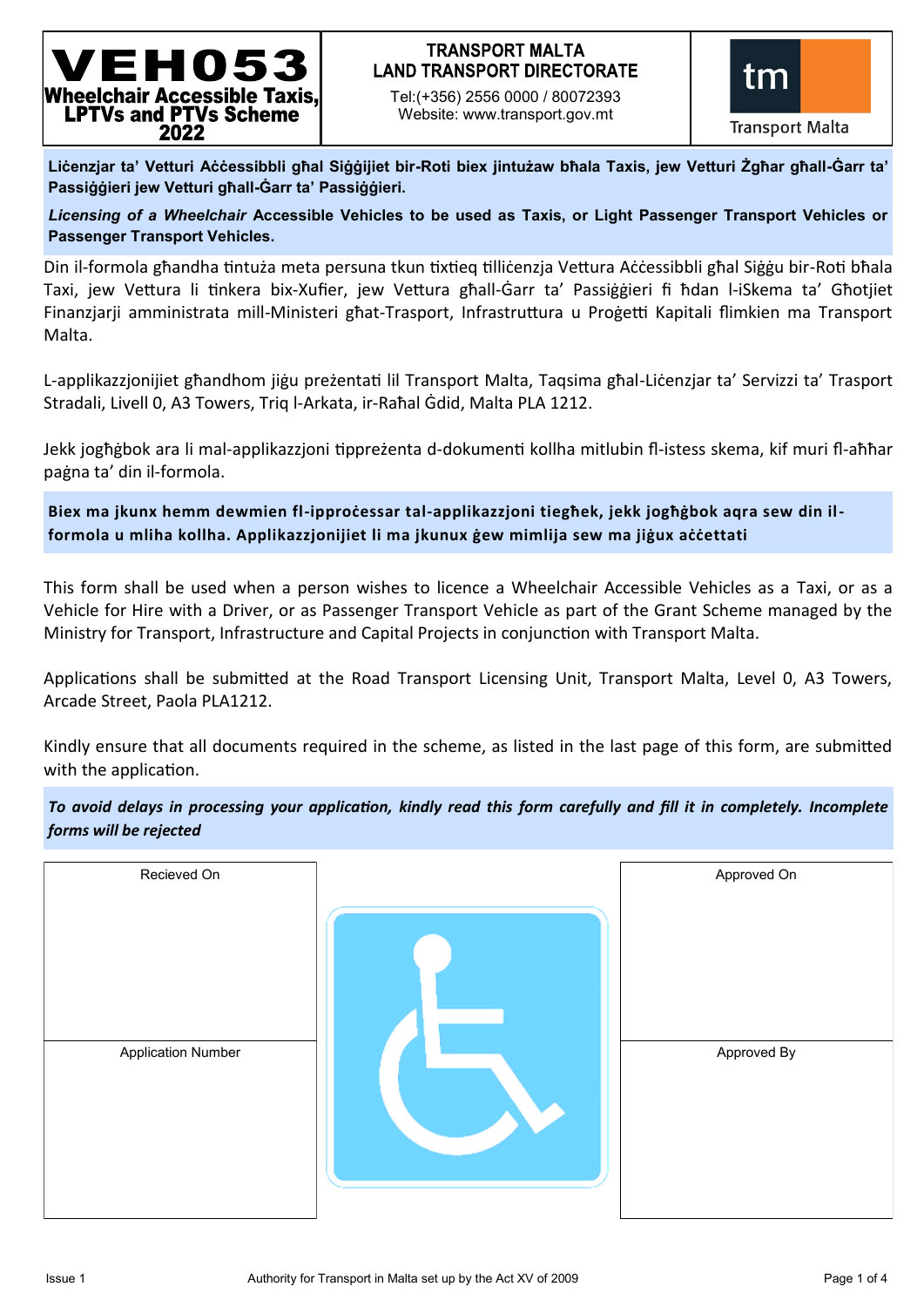# VEH053 Wheelchair Accessible Taxis, LPTVs and PTVs Scheme 2022

**TRANSPORT MALTA**
**LAND TRANSPORT DIRECTORATE**
Tel:(+356) 2556 0000 / 80072393
Website: www.transport.gov.mt

Transport Malta

**Liċenzjar ta' Vetturi Aċċessibbli għal Siġġijiet bir-Roti biex jintużaw bħala Taxis, jew Vetturi Żgħar għall-Ġarr ta' Passiġġieri jew Vetturi għall-Ġarr ta' Passiġġieri.**

***Licensing of a Wheelchair* Accessible Vehicles to be used as Taxis, or Light Passenger Transport Vehicles or Passenger Transport Vehicles.**

Din il-formola għandha tintuża meta persuna tkun tixtieq tilliċenzja Vettura Aċċessibbli għal Siġġu bir-Roti bħala Taxi, jew Vettura li tinkera bix-Xufier, jew Vettura għall-Ġarr ta' Passiġġieri fi ħdan l-iSkema ta' Għotjiet Finanzjarji amministrata mill-Ministeri għat-Trasport, Infrastruttura u Proġetti Kapitali flimkien ma Transport Malta.

L-applikazzjonijiet għandhom jiġu preżentati lil Transport Malta, Taqsima għal-Liċenzjar ta' Servizzi ta' Trasport Stradali, Livell 0, A3 Towers, Triq l-Arkata, ir-Raħal Ġdid, Malta PLA 1212.

Jekk jogħġbok ara li mal-applikazzjoni tippreżenta d-dokumenti kollha mitlubin fl-istess skema, kif muri fl-aħħar paġna ta' din il-formola.

**Biex ma jkunx hemm dewmien fl-ipproċessar tal-applikazzjoni tiegħek, jekk jogħġbok aqra sew din il-formola u mliha kollha. Applikazzjonijiet li ma jkunux ġew mimlija sew ma jiġux aċċettati**

This form shall be used when a person wishes to licence a Wheelchair Accessible Vehicles as a Taxi, or as a Vehicle for Hire with a Driver, or as Passenger Transport Vehicle as part of the Grant Scheme managed by the Ministry for Transport, Infrastructure and Capital Projects in conjunction with Transport Malta.

Applications shall be submitted at the Road Transport Licensing Unit, Transport Malta, Level 0, A3 Towers, Arcade Street, Paola PLA1212.

Kindly ensure that all documents required in the scheme, as listed in the last page of this form, are submitted with the application.

***To avoid delays in processing your application, kindly read this form carefully and fill it in completely. Incomplete forms will be rejected***

| Recieved On | Approved On |
| --- | --- |
| | |

| Application Number | Approved By |
| --- | --- |
| | |

Issue 1 | Authority for Transport in Malta set up by the Act XV of 2009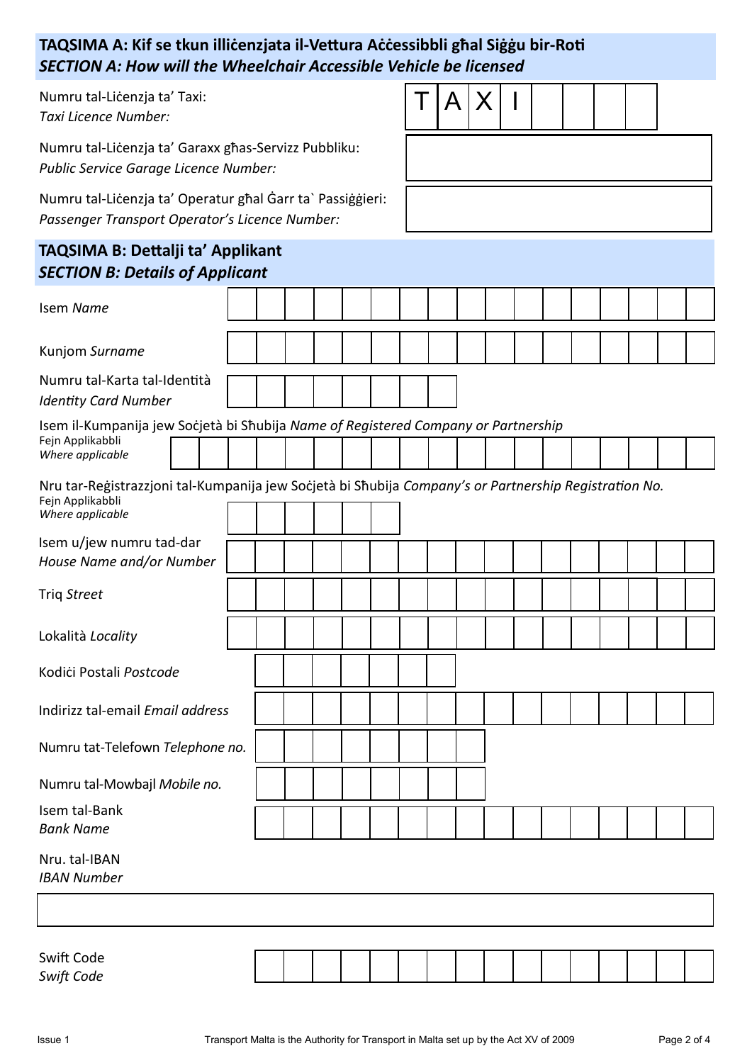## TAQSIMA A: Kif se tkun illiċenzjata il-Vettura Aċċessibbli għal Siġġu bir-Roti
## *SECTION A: How will the Wheelchair Accessible Vehicle be licensed*

| | |
|---|---|
| Numru tal-Liċenzja ta' Taxi: *Taxi Licence Number:* | T A X I |
| Numru tal-Liċenzja ta' Garaxx għas-Servizz Pubbliku: *Public Service Garage Licence Number:* | |
| Numru tal-Liċenzja ta' Operatur għal Ġarr ta` Passiġġieri: *Passenger Transport Operator's Licence Number:* | |

## TAQSIMA B: Dettalji ta' Applikant
## *SECTION B: Details of Applicant*

| | |
|---|---|
| Isem *Name* | |
| Kunjom *Surname* | |
| Numru tal-Karta tal-Identità *Identity Card Number* | |
| Isem il-Kumpanija jew Soċjetà bi Sħubija *Name of Registered Company or Partnership* Fejn Applikabbli *Where applicable* | |
| Nru tar-Reġistrazzjoni tal-Kumpanija jew Soċjetà bi Sħubija *Company's or Partnership Registration No.* Fejn Applikabbli *Where applicable* | |
| Isem u/jew numru tad-dar *House Name and/or Number* | |
| Triq *Street* | |
| Lokalità *Locality* | |
| Kodiċi Postali *Postcode* | |
| Indirizz tal-email *Email address* | |
| Numru tat-Telefown *Telephone no.* | |
| Numru tal-Mowbajl *Mobile no.* | |
| Isem tal-Bank *Bank Name* | |
| Nru. tal-IBAN *IBAN Number* | |
| Swift Code *Swift Code* | |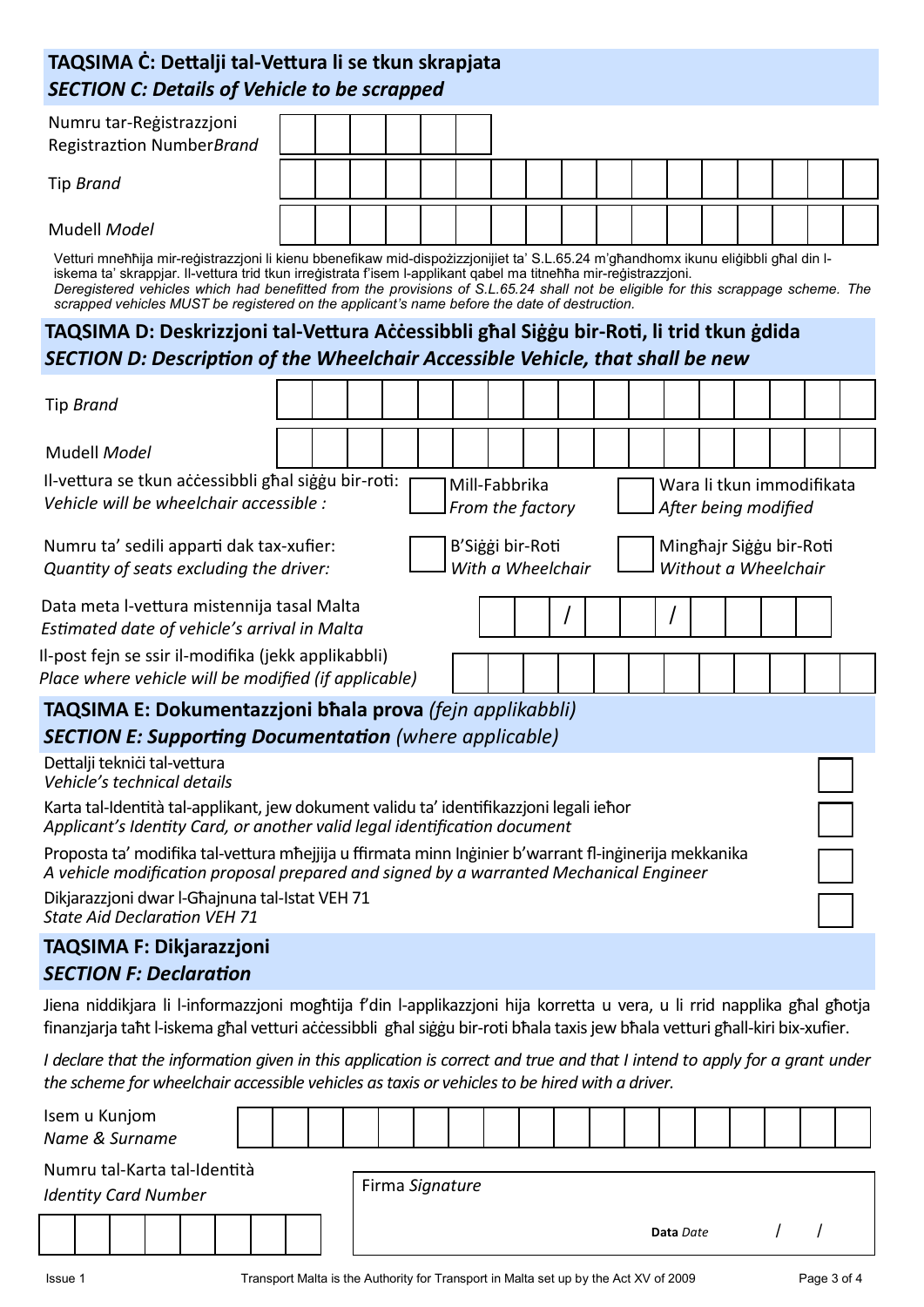## TAQSIMA Ċ: Dettalji tal-Vettura li se tkun skrapjata
## *SECTION C: Details of Vehicle to be scrapped*

| | |
|---|---|
| Numru tar-Reġistrazzjoni<br>Registraztion Number*Brand* | |
| Tip *Brand* | |
| Mudell *Model* | |

Vetturi mneħħija mir-reġistrazzjoni li kienu bbenefikaw mid-dispożizzjonijiet ta' S.L.65.24 m'għandhomx ikunu eliġibbli għal din l-iskema ta' skrappjar. Il-vettura trid tkun irreġistrata f'isem l-applikant qabel ma titneħħa mir-reġistrazzjoni.
*Deregistered vehicles which had benefitted from the provisions of S.L.65.24 shall not be eligible for this scrappage scheme. The scrapped vehicles MUST be registered on the applicant's name before the date of destruction.*

## TAQSIMA D: Deskrizzjoni tal-Vettura Aċċessibbli għal Siġġu bir-Roti, li trid tkun ġdida
## *SECTION D: Description of the Wheelchair Accessible Vehicle, that shall be new*

| | |
|---|---|
| Tip *Brand* | |
| Mudell *Model* | |

Il-vettura se tkun aċċessibbli għal siġġu bir-roti:
*Vehicle will be wheelchair accessible :*
- ☐ Mill-Fabbrika *From the factory*
- ☐ Wara li tkun immodifikata *After being modified*

Numru ta' sedili apparti dak tax-xufier:
*Quantity of seats excluding the driver:*
- ☐ B'Siġġi bir-Roti *With a Wheelchair*
- ☐ Mingħajr Siġġu bir-Roti *Without a Wheelchair*

Data meta l-vettura mistennija tasal Malta
*Estimated date of vehicle's arrival in Malta* &nbsp; ___ / ___ / ___

Il-post fejn se ssir il-modifika (jekk applikabbli)
*Place where vehicle will be modified (if applicable)*

## TAQSIMA E: Dokumentazzjoni bħala prova *(fejn applikabbli)*
## *SECTION E: Supporting Documentation (where applicable)*

- ☐ Dettalji tekniċi tal-vettura
  *Vehicle's technical details*
- ☐ Karta tal-Identità tal-applikant, jew dokument validu ta' identifikazzjoni legali ieħor
  *Applicant's Identity Card, or another valid legal identification document*
- ☐ Proposta ta' modifika tal-vettura mħejjija u ffirmata minn Inġinier b'warrant fl-inġinerija mekkanika
  *A vehicle modification proposal prepared and signed by a warranted Mechanical Engineer*
- ☐ Dikjarazzjoni dwar l-Għajnuna tal-Istat VEH 71
  *State Aid Declaration VEH 71*

## TAQSIMA F: Dikjarazzjoni
## *SECTION F: Declaration*

Jiena niddikjara li l-informazzjoni mogħtija f'din l-applikazzjoni hija korretta u vera, u li rrid napplika għal għotja finanzjarja taħt l-iskema għal vetturi aċċessibbli għal siġġu bir-roti bħala taxis jew bħala vetturi għall-kiri bix-xufier.

*I declare that the information given in this application is correct and true and that I intend to apply for a grant under the scheme for wheelchair accessible vehicles as taxis or vehicles to be hired with a driver.*

Isem u Kunjom
*Name & Surname*

Numru tal-Karta tal-Identità
*Identity Card Number*

Firma *Signature*

**Data** *Date* &nbsp; / &nbsp; /

Issue 1 &nbsp; Transport Malta is the Authority for Transport in Malta set up by the Act XV of 2009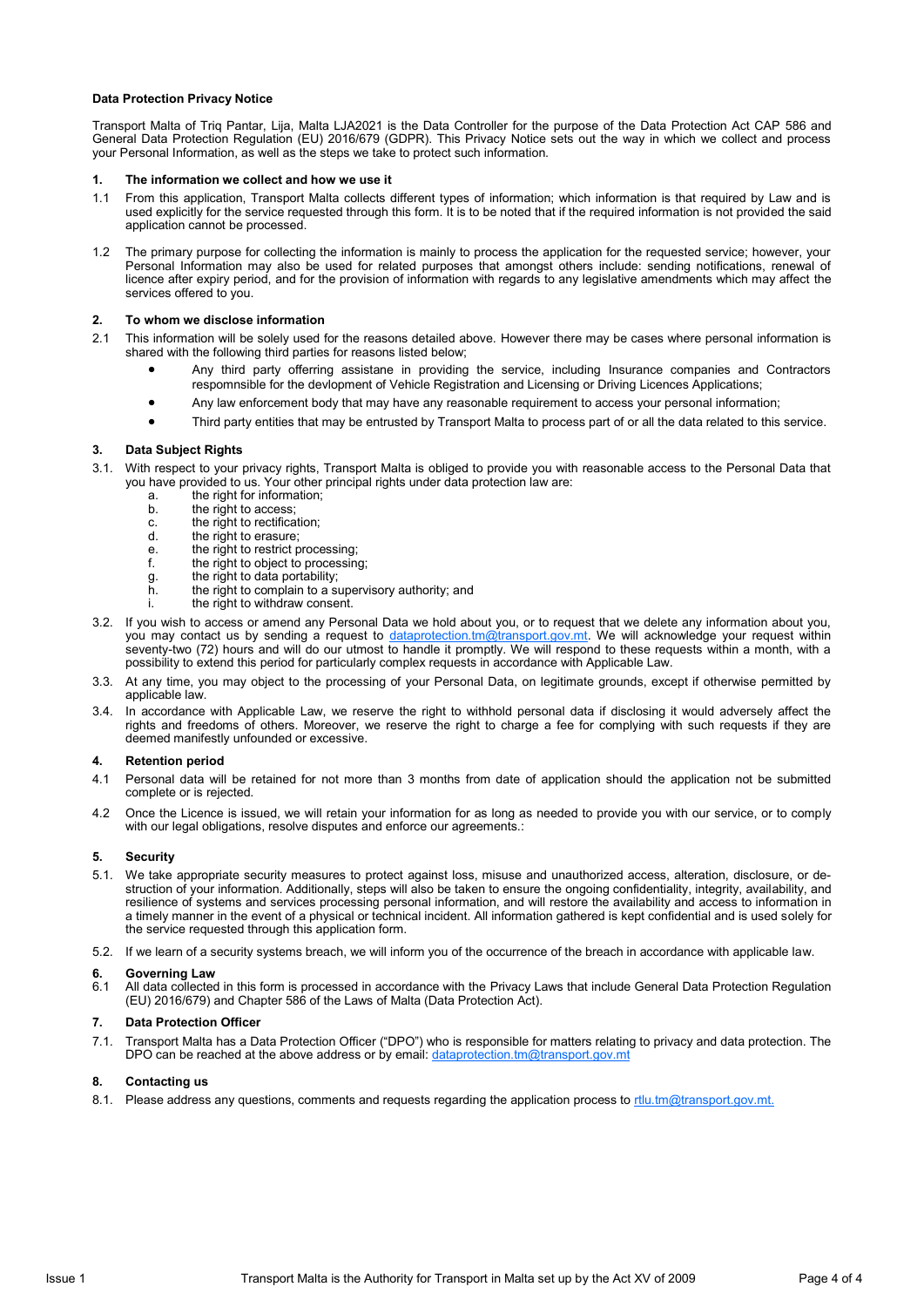**Data Protection Privacy Notice**

Transport Malta of Triq Pantar, Lija, Malta LJA2021 is the Data Controller for the purpose of the Data Protection Act CAP 586 and General Data Protection Regulation (EU) 2016/679 (GDPR). This Privacy Notice sets out the way in which we collect and process your Personal Information, as well as the steps we take to protect such information.

**1. The information we collect and how we use it**

1.1 From this application, Transport Malta collects different types of information; which information is that required by Law and is used explicitly for the service requested through this form. It is to be noted that if the required information is not provided the said application cannot be processed.

1.2 The primary purpose for collecting the information is mainly to process the application for the requested service; however, your Personal Information may also be used for related purposes that amongst others include: sending notifications, renewal of licence after expiry period, and for the provision of information with regards to any legislative amendments which may affect the services offered to you.

**2. To whom we disclose information**

2.1 This information will be solely used for the reasons detailed above. However there may be cases where personal information is shared with the following third parties for reasons listed below;

- Any third party offerring assistane in providing the service, including Insurance companies and Contractors respomnsible for the devlopment of Vehicle Registration and Licensing or Driving Licences Applications;
- Any law enforcement body that may have any reasonable requirement to access your personal information;
- Third party entities that may be entrusted by Transport Malta to process part of or all the data related to this service.

**3. Data Subject Rights**

3.1. With respect to your privacy rights, Transport Malta is obliged to provide you with reasonable access to the Personal Data that you have provided to us. Your other principal rights under data protection law are:

a. the right for information;
b. the right to access;
c. the right to rectification;
d. the right to erasure;
e. the right to restrict processing;
f. the right to object to processing;
g. the right to data portability;
h. the right to complain to a supervisory authority; and
i. the right to withdraw consent.

3.2. If you wish to access or amend any Personal Data we hold about you, or to request that we delete any information about you, you may contact us by sending a request to dataprotection.tm@transport.gov.mt. We will acknowledge your request within seventy-two (72) hours and will do our utmost to handle it promptly. We will respond to these requests within a month, with a possibility to extend this period for particularly complex requests in accordance with Applicable Law.

3.3. At any time, you may object to the processing of your Personal Data, on legitimate grounds, except if otherwise permitted by applicable law.

3.4. In accordance with Applicable Law, we reserve the right to withhold personal data if disclosing it would adversely affect the rights and freedoms of others. Moreover, we reserve the right to charge a fee for complying with such requests if they are deemed manifestly unfounded or excessive.

**4. Retention period**

4.1 Personal data will be retained for not more than 3 months from date of application should the application not be submitted complete or is rejected.

4.2 Once the Licence is issued, we will retain your information for as long as needed to provide you with our service, or to comply with our legal obligations, resolve disputes and enforce our agreements.:

**5. Security**

5.1. We take appropriate security measures to protect against loss, misuse and unauthorized access, alteration, disclosure, or de-struction of your information. Additionally, steps will also be taken to ensure the ongoing confidentiality, integrity, availability, and resilience of systems and services processing personal information, and will restore the availability and access to information in a timely manner in the event of a physical or technical incident. All information gathered is kept confidential and is used solely for the service requested through this application form.

5.2. If we learn of a security systems breach, we will inform you of the occurrence of the breach in accordance with applicable law.

**6. Governing Law**

6.1 All data collected in this form is processed in accordance with the Privacy Laws that include General Data Protection Regulation (EU) 2016/679) and Chapter 586 of the Laws of Malta (Data Protection Act).

**7. Data Protection Officer**

7.1. Transport Malta has a Data Protection Officer ("DPO") who is responsible for matters relating to privacy and data protection. The DPO can be reached at the above address or by email: dataprotection.tm@transport.gov.mt

**8. Contacting us**

8.1. Please address any questions, comments and requests regarding the application process to rtlu.tm@transport.gov.mt.

Issue 1 Transport Malta is the Authority for Transport in Malta set up by the Act XV of 2009